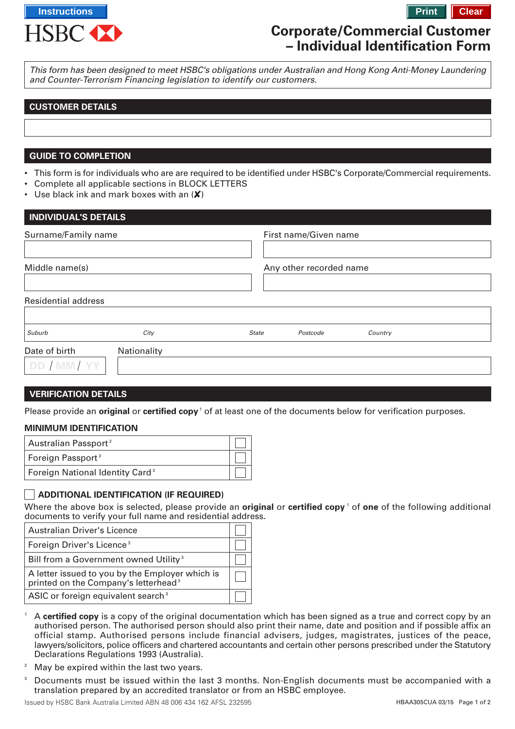Instructions Print Clear

HSBC

# Corporate/Commercial Customer – Individual Identification Form

*This form has been designed to meet HSBC's obligations under Australian and Hong Kong Anti-Money Laundering and Counter-Terrorism Financing legislation to identify our customers.*

## CUSTOMER DETAILS

## GUIDE TO COMPLETION

- This form is for individuals who are are required to be identified under HSBC's Corporate/Commercial requirements.
- Complete all applicable sections in BLOCK LETTERS
- Use black ink and mark boxes with an (✘)

## INDIVIDUAL'S DETAILS

Surname/Family name

First name/Given name

Middle name(s)

Any other recorded name

Residential address

*Suburb* *City* *State* *Postcode* *Country*

Date of birth DD / MM / YY

Nationality

## VERIFICATION DETAILS

Please provide an **original** or **certified copy** [1] of at least one of the documents below for verification purposes.

### MINIMUM IDENTIFICATION

| | |
|---|---|
| Australian Passport [2] | ☐ |
| Foreign Passport [3] | ☐ |
| Foreign National Identity Card [3] | ☐ |

### ☐ ADDITIONAL IDENTIFICATION (IF REQUIRED)

Where the above box is selected, please provide an **original** or **certified copy** [1] of **one** of the following additional documents to verify your full name and residential address.

| | |
|---|---|
| Australian Driver's Licence | ☐ |
| Foreign Driver's Licence [3] | ☐ |
| Bill from a Government owned Utility [3] | ☐ |
| A letter issued to you by the Employer which is printed on the Company's letterhead [3] | ☐ |
| ASIC or foreign equivalent search [3] | ☐ |

[1] A **certified copy** is a copy of the original documentation which has been signed as a true and correct copy by an authorised person. The authorised person should also print their name, date and position and if possible affix an official stamp. Authorised persons include financial advisers, judges, magistrates, justices of the peace, lawyers/solicitors, police officers and chartered accountants and certain other persons prescribed under the Statutory Declarations Regulations 1993 (Australia).

[2] May be expired within the last two years.

[3] Documents must be issued within the last 3 months. Non-English documents must be accompanied with a translation prepared by an accredited translator or from an HSBC employee.

Issued by HSBC Bank Australia Limited ABN 48 006 434 162 AFSL 232595 HBAA305CUA 03/15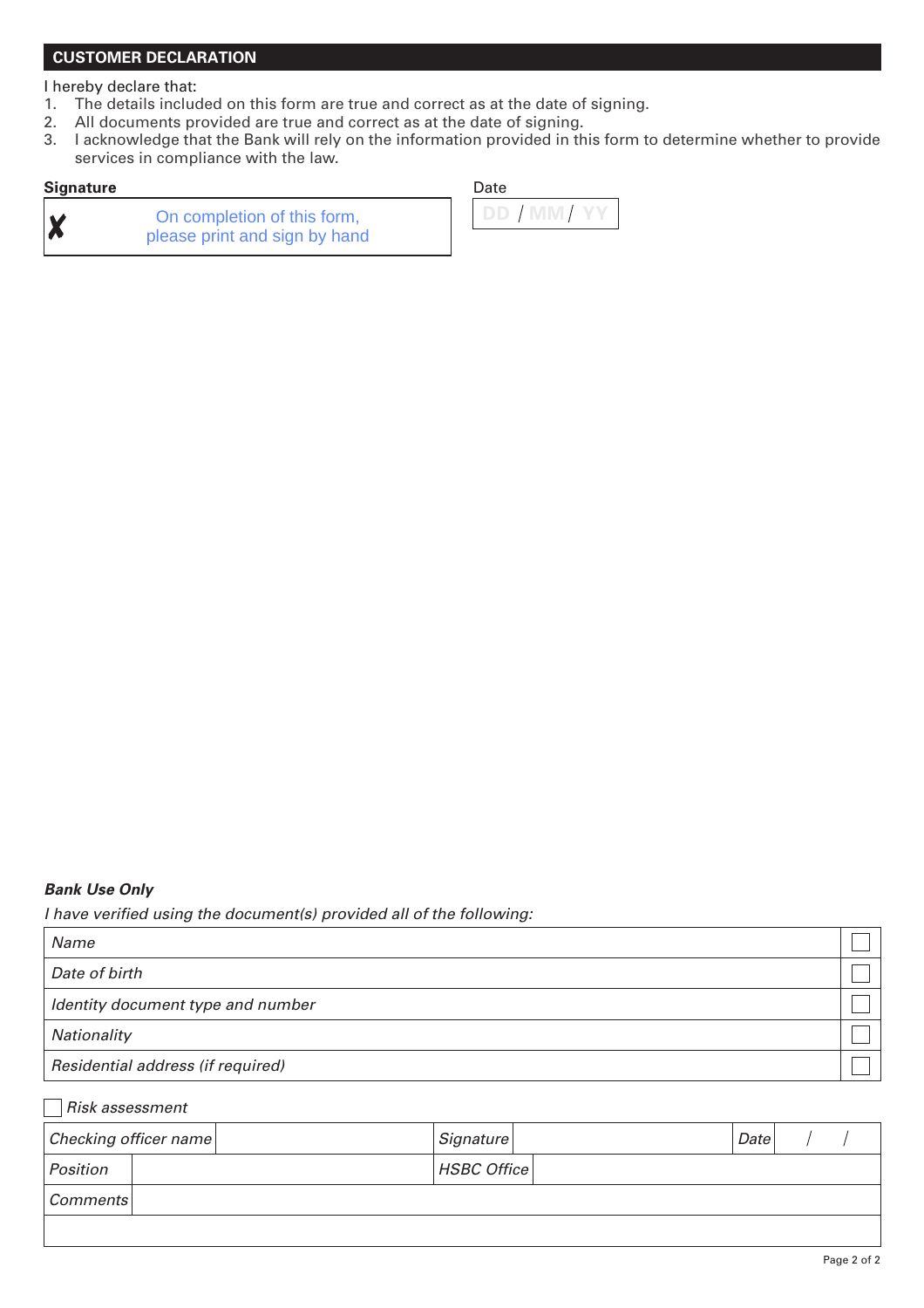## CUSTOMER DECLARATION

I hereby declare that:

1. The details included on this form are true and correct as at the date of signing.
2. All documents provided are true and correct as at the date of signing.
3. I acknowledge that the Bank will rely on the information provided in this form to determine whether to provide services in compliance with the law.

| **Signature** | Date |
| --- | --- |
| ✗ On completion of this form, please print and sign by hand | DD / MM / YY |

***Bank Use Only***

*I have verified using the document(s) provided all of the following:*

| | |
| --- | --- |
| *Name* | ☐ |
| *Date of birth* | ☐ |
| *Identity document type and number* | ☐ |
| *Nationality* | ☐ |
| *Residential address (if required)* | ☐ |

☐ *Risk assessment*

| | | | | | |
| --- | --- | --- | --- | --- | --- |
| *Checking officer name* | | *Signature* | | *Date* | / / |
| *Position* | | *HSBC Office* | | | |
| *Comments* | | | | | |
| | | | | | |